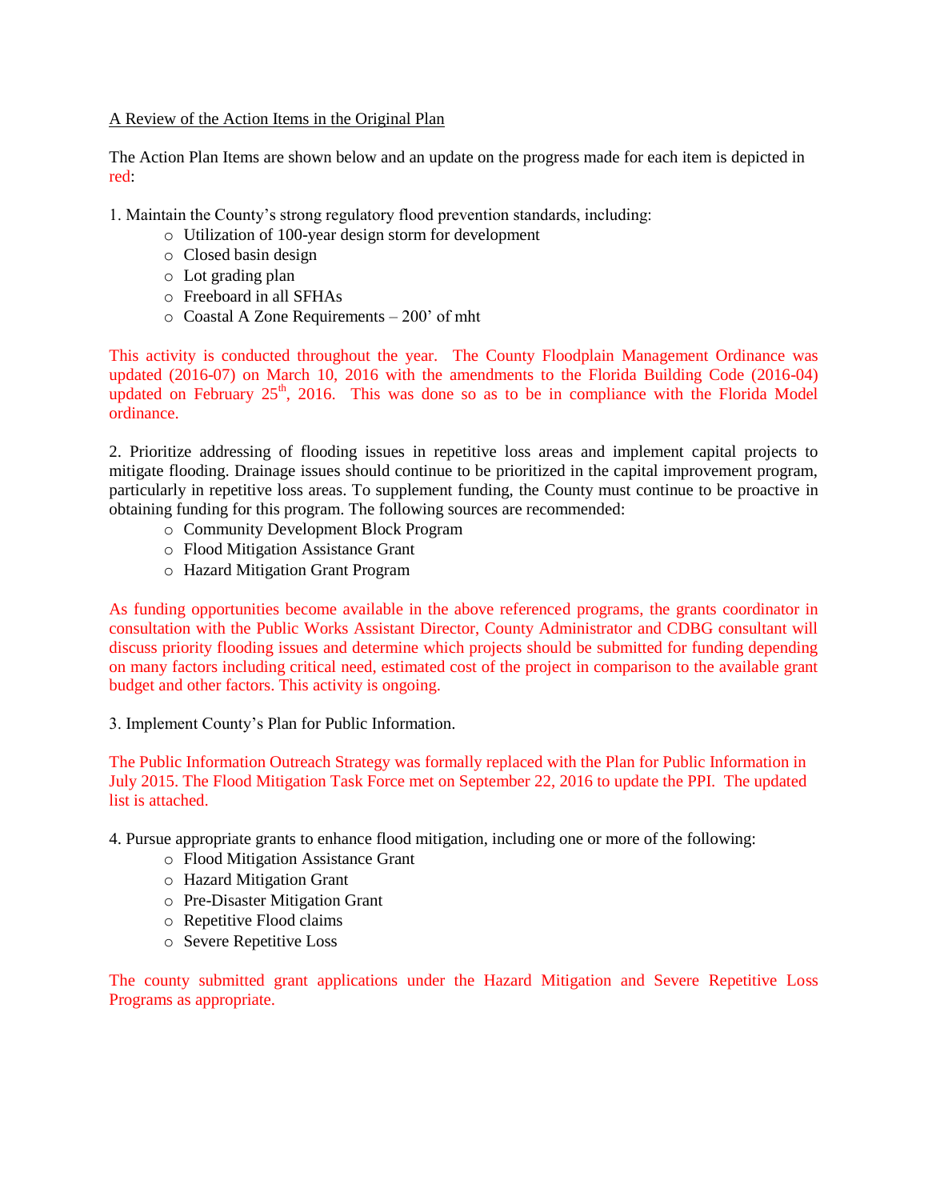A Review of the Action Items in the Original Plan

The Action Plan Items are shown below and an update on the progress made for each item is depicted in red:

1. Maintain the County's strong regulatory flood prevention standards, including:
   - Utilization of 100-year design storm for development
   - Closed basin design
   - Lot grading plan
   - Freeboard in all SFHAs
   - Coastal A Zone Requirements – 200' of mht

This activity is conducted throughout the year. The County Floodplain Management Ordinance was updated (2016-07) on March 10, 2016 with the amendments to the Florida Building Code (2016-04) updated on February 25th, 2016. This was done so as to be in compliance with the Florida Model ordinance.

2. Prioritize addressing of flooding issues in repetitive loss areas and implement capital projects to mitigate flooding. Drainage issues should continue to be prioritized in the capital improvement program, particularly in repetitive loss areas. To supplement funding, the County must continue to be proactive in obtaining funding for this program. The following sources are recommended:
   - Community Development Block Program
   - Flood Mitigation Assistance Grant
   - Hazard Mitigation Grant Program

As funding opportunities become available in the above referenced programs, the grants coordinator in consultation with the Public Works Assistant Director, County Administrator and CDBG consultant will discuss priority flooding issues and determine which projects should be submitted for funding depending on many factors including critical need, estimated cost of the project in comparison to the available grant budget and other factors. This activity is ongoing.

3. Implement County's Plan for Public Information.

The Public Information Outreach Strategy was formally replaced with the Plan for Public Information in July 2015. The Flood Mitigation Task Force met on September 22, 2016 to update the PPI. The updated list is attached.

4. Pursue appropriate grants to enhance flood mitigation, including one or more of the following:
   - Flood Mitigation Assistance Grant
   - Hazard Mitigation Grant
   - Pre-Disaster Mitigation Grant
   - Repetitive Flood claims
   - Severe Repetitive Loss

The county submitted grant applications under the Hazard Mitigation and Severe Repetitive Loss Programs as appropriate.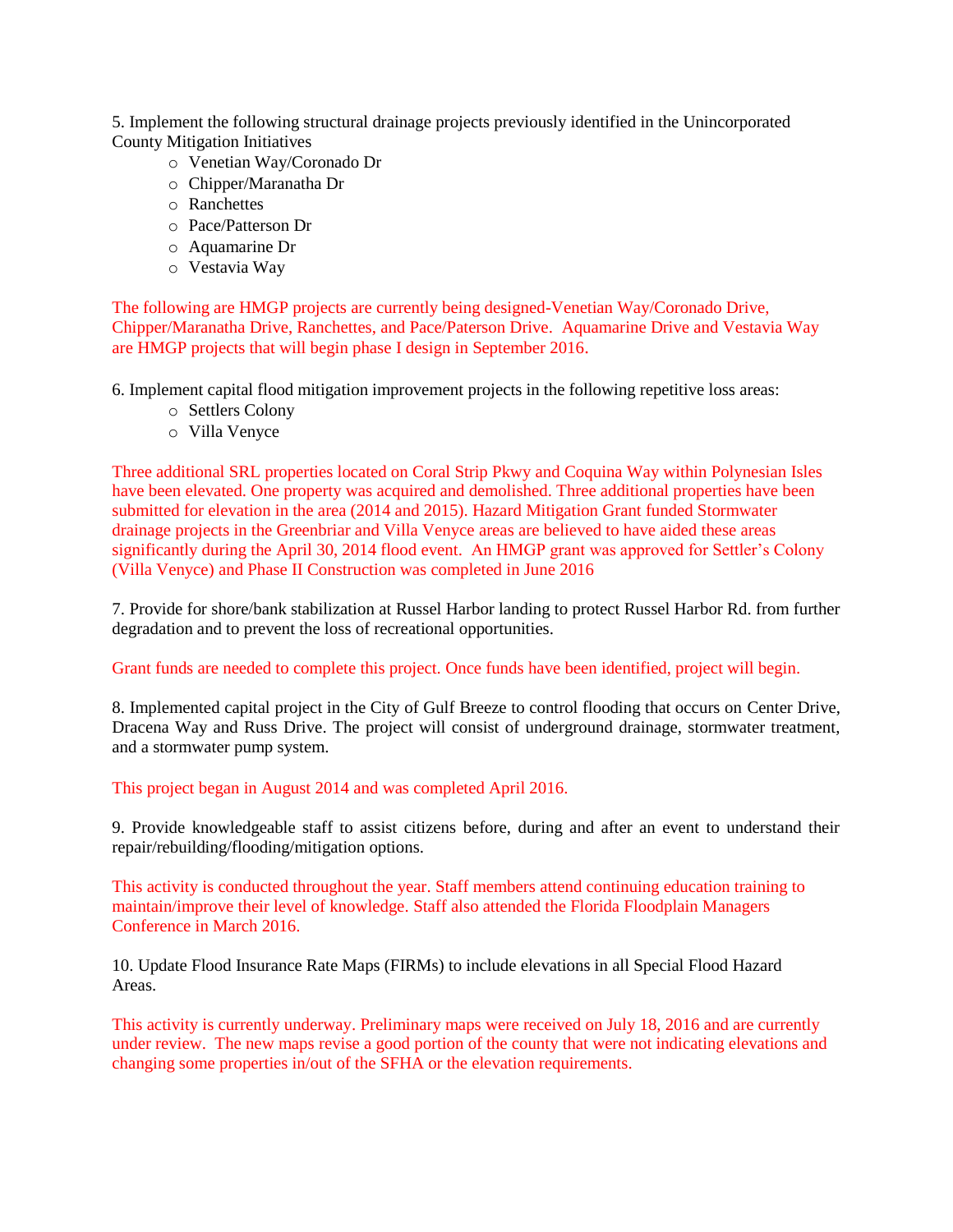5. Implement the following structural drainage projects previously identified in the Unincorporated County Mitigation Initiatives

- Venetian Way/Coronado Dr
- Chipper/Maranatha Dr
- Ranchettes
- Pace/Patterson Dr
- Aquamarine Dr
- Vestavia Way

The following are HMGP projects are currently being designed-Venetian Way/Coronado Drive, Chipper/Maranatha Drive, Ranchettes, and Pace/Paterson Drive. Aquamarine Drive and Vestavia Way are HMGP projects that will begin phase I design in September 2016.

6. Implement capital flood mitigation improvement projects in the following repetitive loss areas:

- Settlers Colony
- Villa Venyce

Three additional SRL properties located on Coral Strip Pkwy and Coquina Way within Polynesian Isles have been elevated. One property was acquired and demolished. Three additional properties have been submitted for elevation in the area (2014 and 2015). Hazard Mitigation Grant funded Stormwater drainage projects in the Greenbriar and Villa Venyce areas are believed to have aided these areas significantly during the April 30, 2014 flood event. An HMGP grant was approved for Settler's Colony (Villa Venyce) and Phase II Construction was completed in June 2016

7. Provide for shore/bank stabilization at Russel Harbor landing to protect Russel Harbor Rd. from further degradation and to prevent the loss of recreational opportunities.

Grant funds are needed to complete this project. Once funds have been identified, project will begin.

8. Implemented capital project in the City of Gulf Breeze to control flooding that occurs on Center Drive, Dracena Way and Russ Drive. The project will consist of underground drainage, stormwater treatment, and a stormwater pump system.

This project began in August 2014 and was completed April 2016.

9. Provide knowledgeable staff to assist citizens before, during and after an event to understand their repair/rebuilding/flooding/mitigation options.

This activity is conducted throughout the year. Staff members attend continuing education training to maintain/improve their level of knowledge. Staff also attended the Florida Floodplain Managers Conference in March 2016.

10. Update Flood Insurance Rate Maps (FIRMs) to include elevations in all Special Flood Hazard Areas.

This activity is currently underway. Preliminary maps were received on July 18, 2016 and are currently under review. The new maps revise a good portion of the county that were not indicating elevations and changing some properties in/out of the SFHA or the elevation requirements.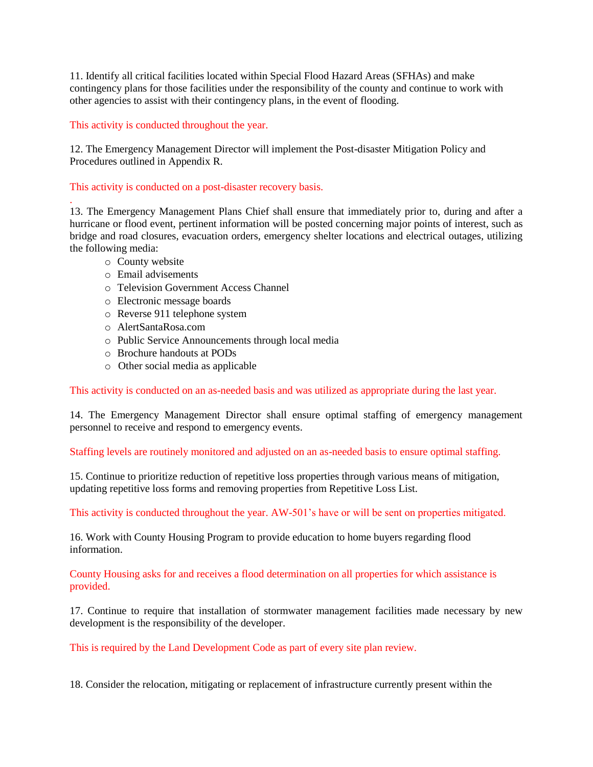11. Identify all critical facilities located within Special Flood Hazard Areas (SFHAs) and make contingency plans for those facilities under the responsibility of the county and continue to work with other agencies to assist with their contingency plans, in the event of flooding.

This activity is conducted throughout the year.

12. The Emergency Management Director will implement the Post-disaster Mitigation Policy and Procedures outlined in Appendix R.

This activity is conducted on a post-disaster recovery basis.

.

13. The Emergency Management Plans Chief shall ensure that immediately prior to, during and after a hurricane or flood event, pertinent information will be posted concerning major points of interest, such as bridge and road closures, evacuation orders, emergency shelter locations and electrical outages, utilizing the following media:

- County website
- Email advisements
- Television Government Access Channel
- Electronic message boards
- Reverse 911 telephone system
- AlertSantaRosa.com
- Public Service Announcements through local media
- Brochure handouts at PODs
- Other social media as applicable

This activity is conducted on an as-needed basis and was utilized as appropriate during the last year.

14. The Emergency Management Director shall ensure optimal staffing of emergency management personnel to receive and respond to emergency events.

Staffing levels are routinely monitored and adjusted on an as-needed basis to ensure optimal staffing.

15. Continue to prioritize reduction of repetitive loss properties through various means of mitigation, updating repetitive loss forms and removing properties from Repetitive Loss List.

This activity is conducted throughout the year. AW-501's have or will be sent on properties mitigated.

16. Work with County Housing Program to provide education to home buyers regarding flood information.

County Housing asks for and receives a flood determination on all properties for which assistance is provided.

17. Continue to require that installation of stormwater management facilities made necessary by new development is the responsibility of the developer.

This is required by the Land Development Code as part of every site plan review.

18. Consider the relocation, mitigating or replacement of infrastructure currently present within the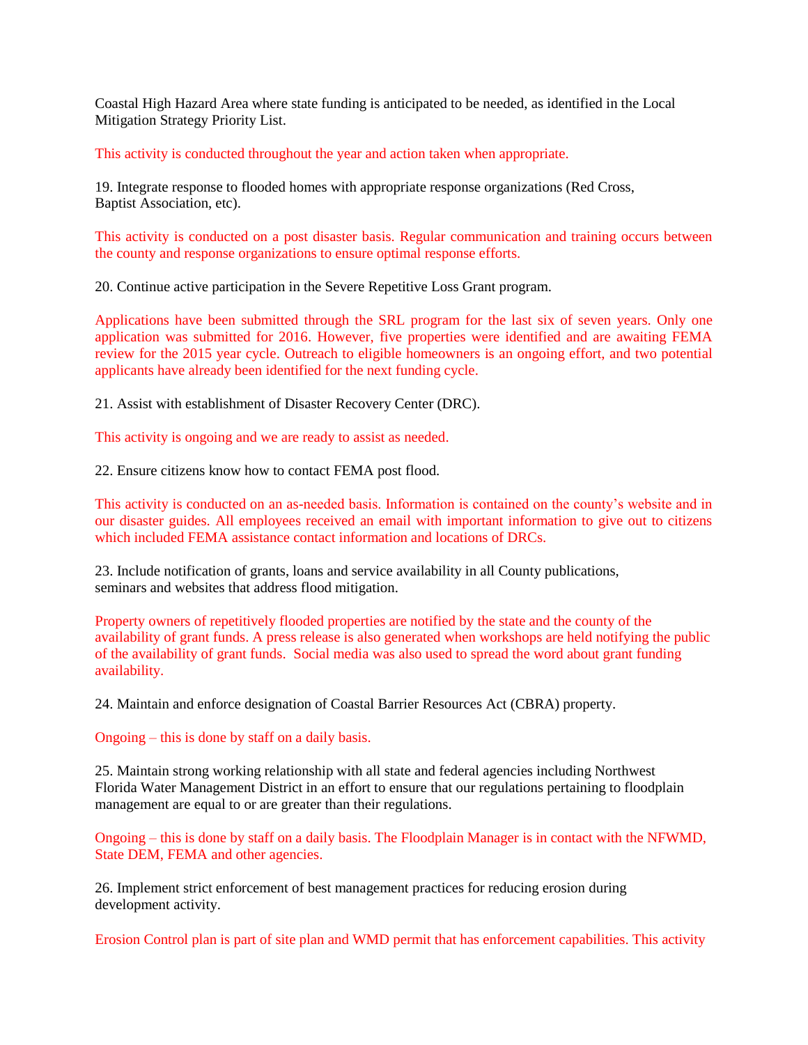Coastal High Hazard Area where state funding is anticipated to be needed, as identified in the Local Mitigation Strategy Priority List.

This activity is conducted throughout the year and action taken when appropriate.

19. Integrate response to flooded homes with appropriate response organizations (Red Cross, Baptist Association, etc).

This activity is conducted on a post disaster basis. Regular communication and training occurs between the county and response organizations to ensure optimal response efforts.

20. Continue active participation in the Severe Repetitive Loss Grant program.

Applications have been submitted through the SRL program for the last six of seven years. Only one application was submitted for 2016. However, five properties were identified and are awaiting FEMA review for the 2015 year cycle. Outreach to eligible homeowners is an ongoing effort, and two potential applicants have already been identified for the next funding cycle.

21. Assist with establishment of Disaster Recovery Center (DRC).

This activity is ongoing and we are ready to assist as needed.

22. Ensure citizens know how to contact FEMA post flood.

This activity is conducted on an as-needed basis. Information is contained on the county's website and in our disaster guides. All employees received an email with important information to give out to citizens which included FEMA assistance contact information and locations of DRCs.

23. Include notification of grants, loans and service availability in all County publications, seminars and websites that address flood mitigation.

Property owners of repetitively flooded properties are notified by the state and the county of the availability of grant funds. A press release is also generated when workshops are held notifying the public of the availability of grant funds. Social media was also used to spread the word about grant funding availability.

24. Maintain and enforce designation of Coastal Barrier Resources Act (CBRA) property.

Ongoing – this is done by staff on a daily basis.

25. Maintain strong working relationship with all state and federal agencies including Northwest Florida Water Management District in an effort to ensure that our regulations pertaining to floodplain management are equal to or are greater than their regulations.

Ongoing – this is done by staff on a daily basis. The Floodplain Manager is in contact with the NFWMD, State DEM, FEMA and other agencies.

26. Implement strict enforcement of best management practices for reducing erosion during development activity.

Erosion Control plan is part of site plan and WMD permit that has enforcement capabilities. This activity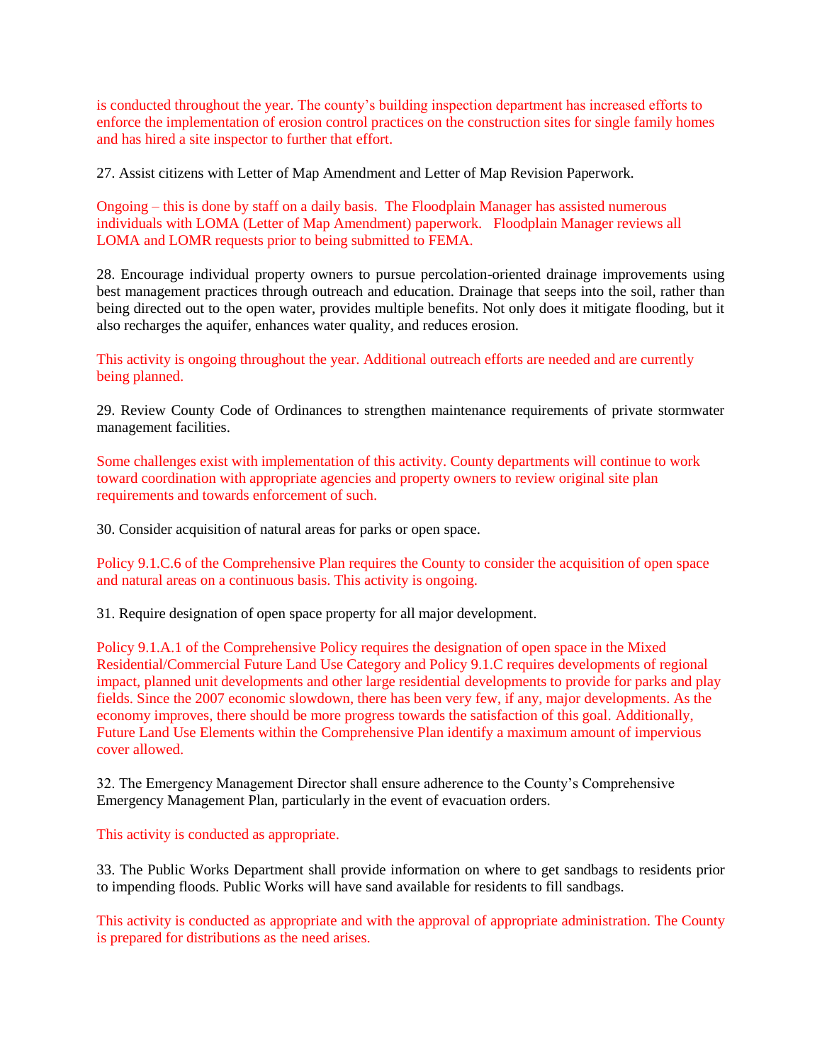is conducted throughout the year. The county's building inspection department has increased efforts to enforce the implementation of erosion control practices on the construction sites for single family homes and has hired a site inspector to further that effort.

27. Assist citizens with Letter of Map Amendment and Letter of Map Revision Paperwork.

Ongoing – this is done by staff on a daily basis. The Floodplain Manager has assisted numerous individuals with LOMA (Letter of Map Amendment) paperwork. Floodplain Manager reviews all LOMA and LOMR requests prior to being submitted to FEMA.

28. Encourage individual property owners to pursue percolation-oriented drainage improvements using best management practices through outreach and education. Drainage that seeps into the soil, rather than being directed out to the open water, provides multiple benefits. Not only does it mitigate flooding, but it also recharges the aquifer, enhances water quality, and reduces erosion.

This activity is ongoing throughout the year. Additional outreach efforts are needed and are currently being planned.

29. Review County Code of Ordinances to strengthen maintenance requirements of private stormwater management facilities.

Some challenges exist with implementation of this activity. County departments will continue to work toward coordination with appropriate agencies and property owners to review original site plan requirements and towards enforcement of such.

30. Consider acquisition of natural areas for parks or open space.

Policy 9.1.C.6 of the Comprehensive Plan requires the County to consider the acquisition of open space and natural areas on a continuous basis. This activity is ongoing.

31. Require designation of open space property for all major development.

Policy 9.1.A.1 of the Comprehensive Policy requires the designation of open space in the Mixed Residential/Commercial Future Land Use Category and Policy 9.1.C requires developments of regional impact, planned unit developments and other large residential developments to provide for parks and play fields. Since the 2007 economic slowdown, there has been very few, if any, major developments. As the economy improves, there should be more progress towards the satisfaction of this goal. Additionally, Future Land Use Elements within the Comprehensive Plan identify a maximum amount of impervious cover allowed.

32. The Emergency Management Director shall ensure adherence to the County's Comprehensive Emergency Management Plan, particularly in the event of evacuation orders.

This activity is conducted as appropriate.

33. The Public Works Department shall provide information on where to get sandbags to residents prior to impending floods. Public Works will have sand available for residents to fill sandbags.

This activity is conducted as appropriate and with the approval of appropriate administration. The County is prepared for distributions as the need arises.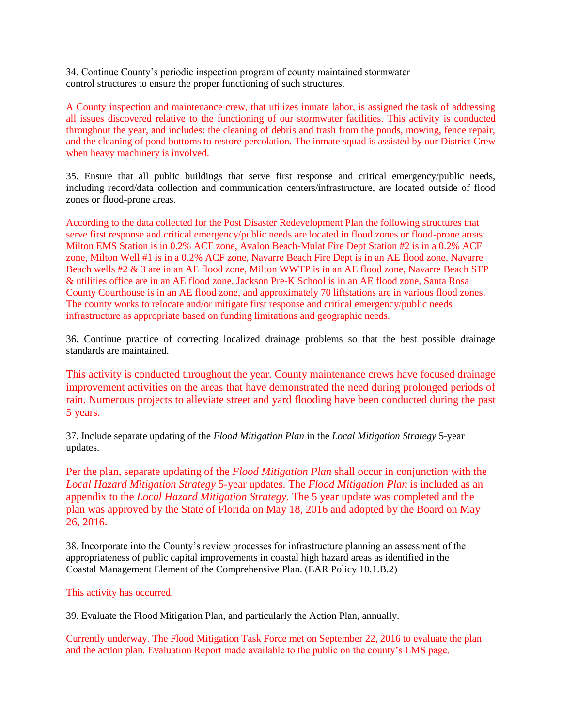34. Continue County's periodic inspection program of county maintained stormwater control structures to ensure the proper functioning of such structures.

A County inspection and maintenance crew, that utilizes inmate labor, is assigned the task of addressing all issues discovered relative to the functioning of our stormwater facilities. This activity is conducted throughout the year, and includes: the cleaning of debris and trash from the ponds, mowing, fence repair, and the cleaning of pond bottoms to restore percolation. The inmate squad is assisted by our District Crew when heavy machinery is involved.

35. Ensure that all public buildings that serve first response and critical emergency/public needs, including record/data collection and communication centers/infrastructure, are located outside of flood zones or flood-prone areas.

According to the data collected for the Post Disaster Redevelopment Plan the following structures that serve first response and critical emergency/public needs are located in flood zones or flood-prone areas: Milton EMS Station is in 0.2% ACF zone, Avalon Beach-Mulat Fire Dept Station #2 is in a 0.2% ACF zone, Milton Well #1 is in a 0.2% ACF zone, Navarre Beach Fire Dept is in an AE flood zone, Navarre Beach wells #2 & 3 are in an AE flood zone, Milton WWTP is in an AE flood zone, Navarre Beach STP & utilities office are in an AE flood zone, Jackson Pre-K School is in an AE flood zone, Santa Rosa County Courthouse is in an AE flood zone, and approximately 70 liftstations are in various flood zones. The county works to relocate and/or mitigate first response and critical emergency/public needs infrastructure as appropriate based on funding limitations and geographic needs.

36. Continue practice of correcting localized drainage problems so that the best possible drainage standards are maintained.

This activity is conducted throughout the year. County maintenance crews have focused drainage improvement activities on the areas that have demonstrated the need during prolonged periods of rain. Numerous projects to alleviate street and yard flooding have been conducted during the past 5 years.

37. Include separate updating of the *Flood Mitigation Plan* in the *Local Mitigation Strategy* 5-year updates.

Per the plan, separate updating of the *Flood Mitigation Plan* shall occur in conjunction with the *Local Hazard Mitigation Strategy* 5-year updates. The *Flood Mitigation Plan* is included as an appendix to the *Local Hazard Mitigation Strategy*. The 5 year update was completed and the plan was approved by the State of Florida on May 18, 2016 and adopted by the Board on May 26, 2016.

38. Incorporate into the County's review processes for infrastructure planning an assessment of the appropriateness of public capital improvements in coastal high hazard areas as identified in the Coastal Management Element of the Comprehensive Plan. (EAR Policy 10.1.B.2)

This activity has occurred.

39. Evaluate the Flood Mitigation Plan, and particularly the Action Plan, annually.

Currently underway. The Flood Mitigation Task Force met on September 22, 2016 to evaluate the plan and the action plan. Evaluation Report made available to the public on the county's LMS page.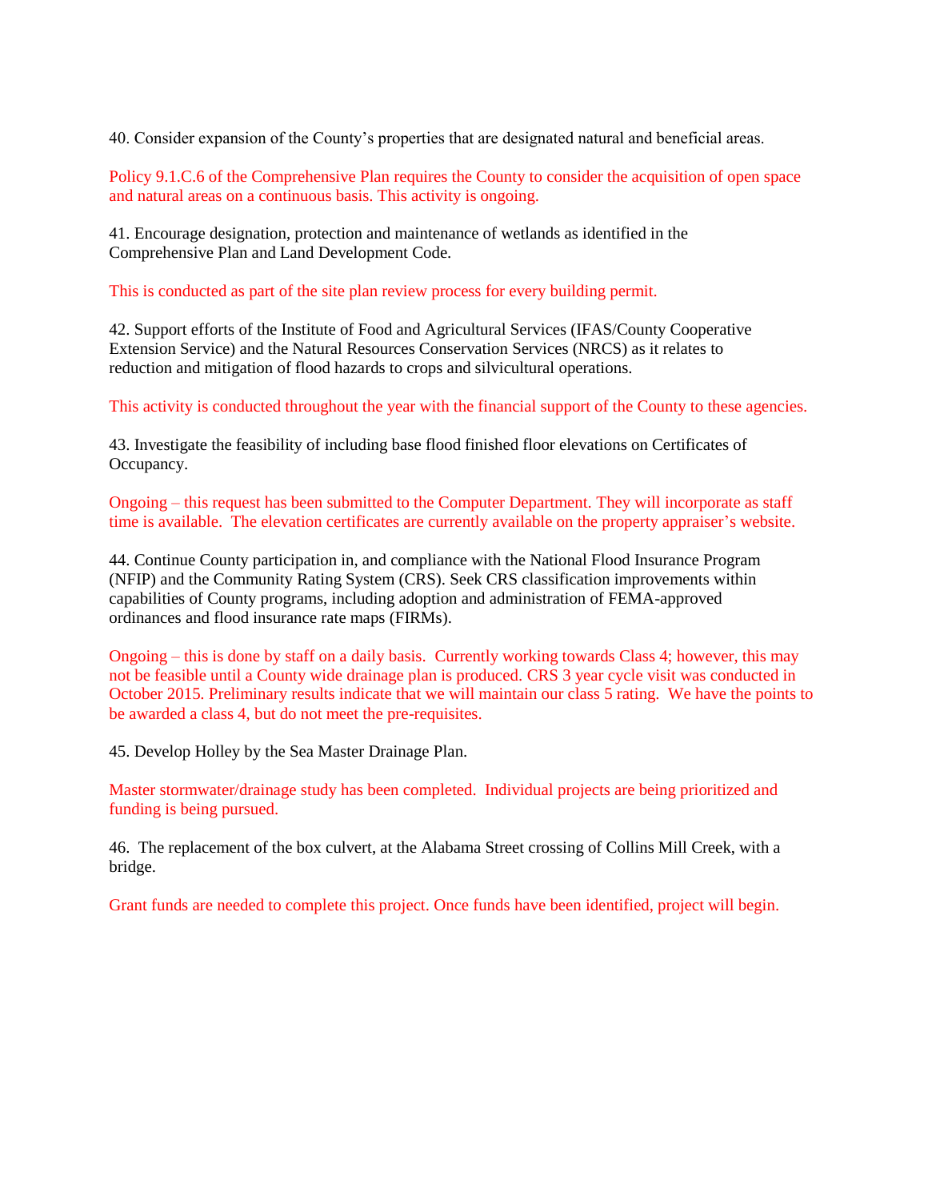40. Consider expansion of the County's properties that are designated natural and beneficial areas.

Policy 9.1.C.6 of the Comprehensive Plan requires the County to consider the acquisition of open space and natural areas on a continuous basis. This activity is ongoing.

41. Encourage designation, protection and maintenance of wetlands as identified in the Comprehensive Plan and Land Development Code.

This is conducted as part of the site plan review process for every building permit.

42. Support efforts of the Institute of Food and Agricultural Services (IFAS/County Cooperative Extension Service) and the Natural Resources Conservation Services (NRCS) as it relates to reduction and mitigation of flood hazards to crops and silvicultural operations.

This activity is conducted throughout the year with the financial support of the County to these agencies.

43. Investigate the feasibility of including base flood finished floor elevations on Certificates of Occupancy.

Ongoing – this request has been submitted to the Computer Department. They will incorporate as staff time is available. The elevation certificates are currently available on the property appraiser's website.

44. Continue County participation in, and compliance with the National Flood Insurance Program (NFIP) and the Community Rating System (CRS). Seek CRS classification improvements within capabilities of County programs, including adoption and administration of FEMA-approved ordinances and flood insurance rate maps (FIRMs).

Ongoing – this is done by staff on a daily basis. Currently working towards Class 4; however, this may not be feasible until a County wide drainage plan is produced. CRS 3 year cycle visit was conducted in October 2015. Preliminary results indicate that we will maintain our class 5 rating. We have the points to be awarded a class 4, but do not meet the pre-requisites.

45. Develop Holley by the Sea Master Drainage Plan.

Master stormwater/drainage study has been completed. Individual projects are being prioritized and funding is being pursued.

46. The replacement of the box culvert, at the Alabama Street crossing of Collins Mill Creek, with a bridge.

Grant funds are needed to complete this project. Once funds have been identified, project will begin.